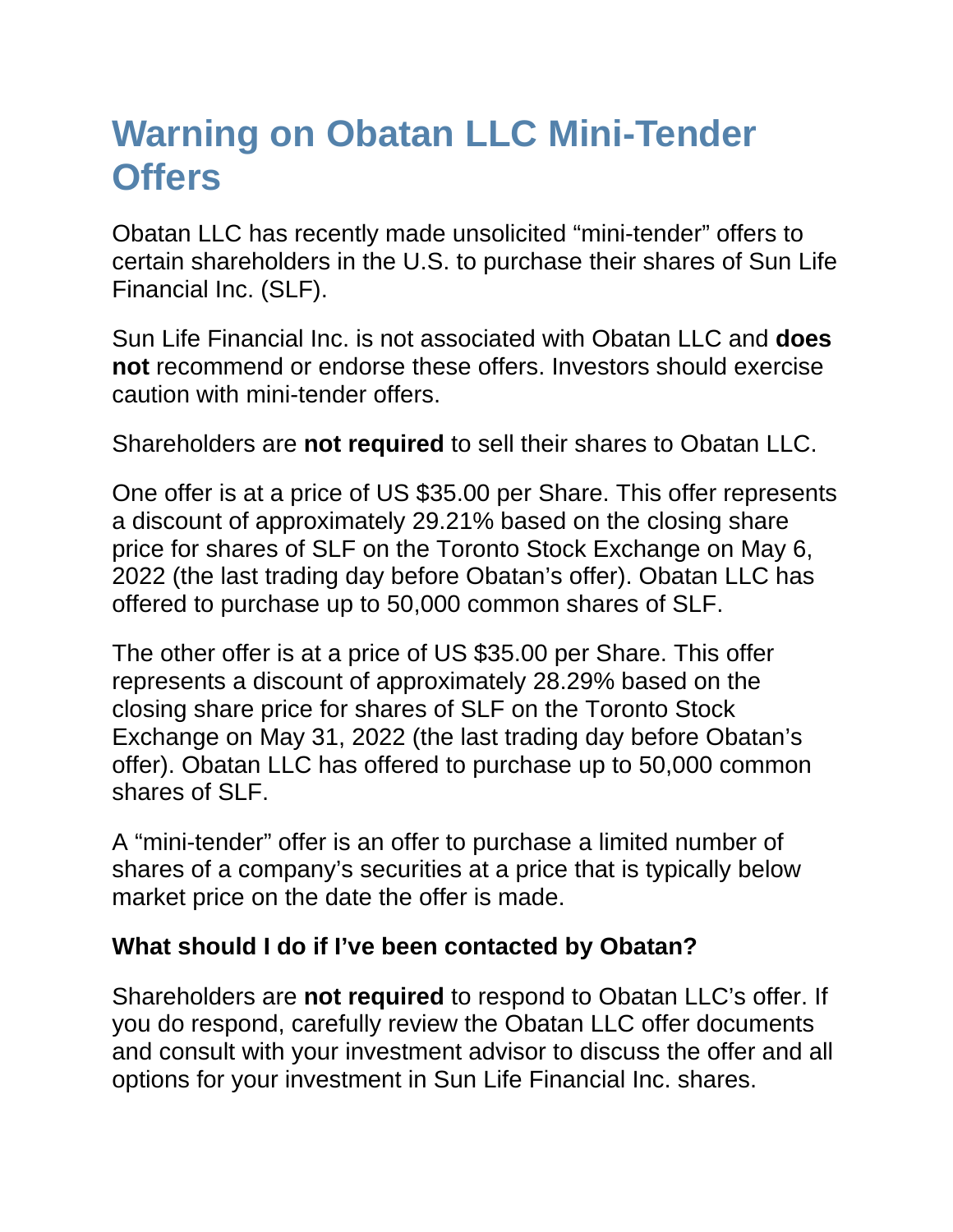# Warning on Obatan LLC Mini-Tender Offers

Obatan LLC has recently made unsolicited “mini-tender” offers to certain shareholders in the U.S. to purchase their shares of Sun Life Financial Inc. (SLF).

Sun Life Financial Inc. is not associated with Obatan LLC and **does not** recommend or endorse these offers. Investors should exercise caution with mini-tender offers.

Shareholders are **not required** to sell their shares to Obatan LLC.

One offer is at a price of US $35.00 per Share. This offer represents a discount of approximately 29.21% based on the closing share price for shares of SLF on the Toronto Stock Exchange on May 6, 2022 (the last trading day before Obatan’s offer). Obatan LLC has offered to purchase up to 50,000 common shares of SLF.

The other offer is at a price of US $35.00 per Share. This offer represents a discount of approximately 28.29% based on the closing share price for shares of SLF on the Toronto Stock Exchange on May 31, 2022 (the last trading day before Obatan’s offer). Obatan LLC has offered to purchase up to 50,000 common shares of SLF.

A “mini-tender” offer is an offer to purchase a limited number of shares of a company’s securities at a price that is typically below market price on the date the offer is made.

**What should I do if I’ve been contacted by Obatan?**

Shareholders are **not required** to respond to Obatan LLC’s offer. If you do respond, carefully review the Obatan LLC offer documents and consult with your investment advisor to discuss the offer and all options for your investment in Sun Life Financial Inc. shares.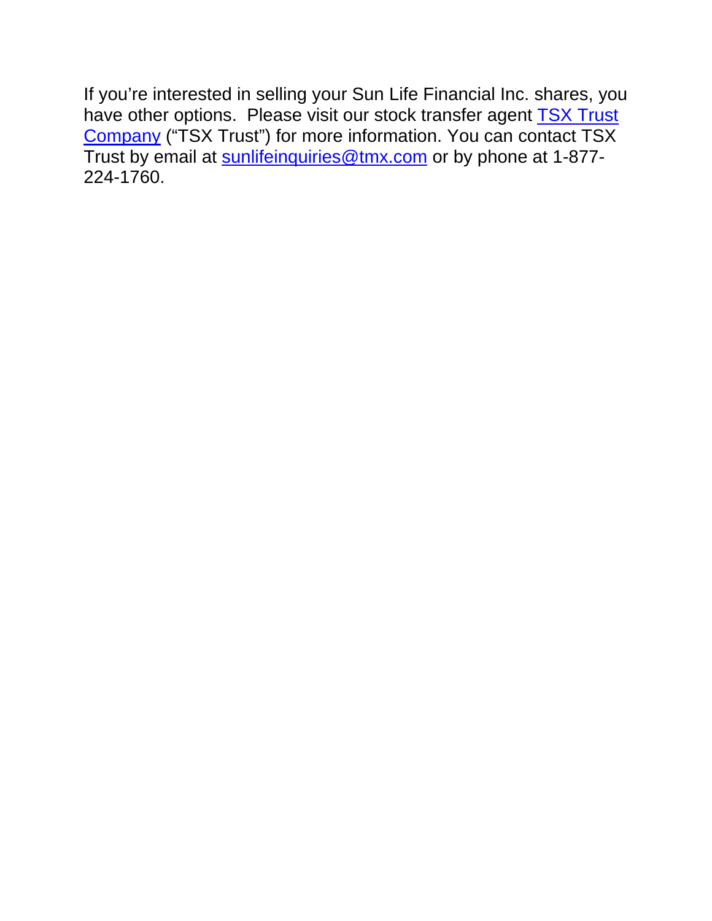If you're interested in selling your Sun Life Financial Inc. shares, you have other options. Please visit our stock transfer agent [TSX Trust Company](#) ("TSX Trust") for more information. You can contact TSX Trust by email at sunlifeinquiries@tmx.com or by phone at 1-877-224-1760.